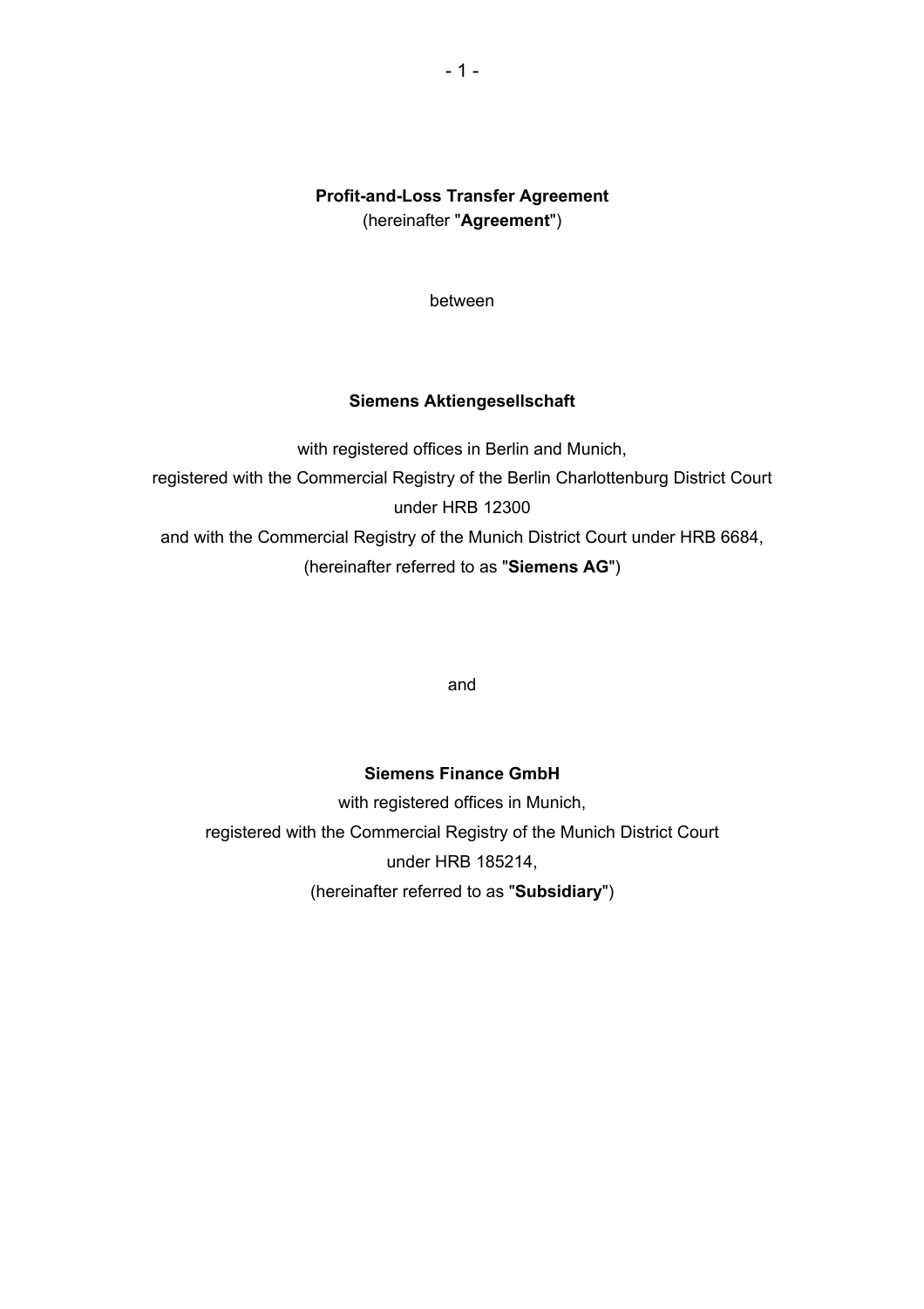# Profit-and-Loss Transfer Agreement

(hereinafter "**Agreement**")

between

**Siemens Aktiengesellschaft**

with registered offices in Berlin and Munich,
registered with the Commercial Registry of the Berlin Charlottenburg District Court under HRB 12300
and with the Commercial Registry of the Munich District Court under HRB 6684,
(hereinafter referred to as "**Siemens AG**")

and

**Siemens Finance GmbH**

with registered offices in Munich,
registered with the Commercial Registry of the Munich District Court under HRB 185214,
(hereinafter referred to as "**Subsidiary**")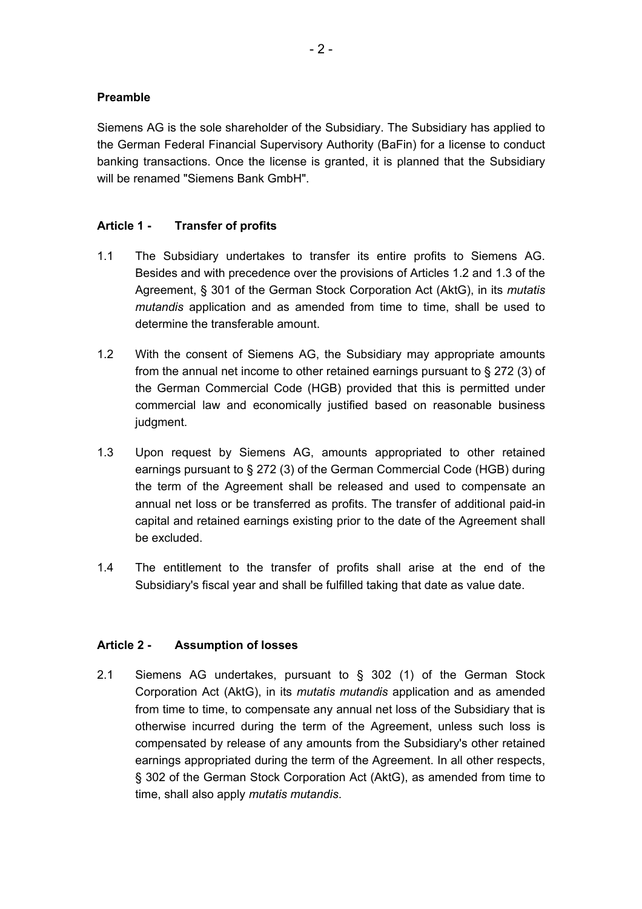**Preamble**

Siemens AG is the sole shareholder of the Subsidiary. The Subsidiary has applied to the German Federal Financial Supervisory Authority (BaFin) for a license to conduct banking transactions. Once the license is granted, it is planned that the Subsidiary will be renamed "Siemens Bank GmbH".

**Article 1 - Transfer of profits**

1.1 The Subsidiary undertakes to transfer its entire profits to Siemens AG. Besides and with precedence over the provisions of Articles 1.2 and 1.3 of the Agreement, § 301 of the German Stock Corporation Act (AktG), in its *mutatis mutandis* application and as amended from time to time, shall be used to determine the transferable amount.

1.2 With the consent of Siemens AG, the Subsidiary may appropriate amounts from the annual net income to other retained earnings pursuant to § 272 (3) of the German Commercial Code (HGB) provided that this is permitted under commercial law and economically justified based on reasonable business judgment.

1.3 Upon request by Siemens AG, amounts appropriated to other retained earnings pursuant to § 272 (3) of the German Commercial Code (HGB) during the term of the Agreement shall be released and used to compensate an annual net loss or be transferred as profits. The transfer of additional paid-in capital and retained earnings existing prior to the date of the Agreement shall be excluded.

1.4 The entitlement to the transfer of profits shall arise at the end of the Subsidiary's fiscal year and shall be fulfilled taking that date as value date.

**Article 2 - Assumption of losses**

2.1 Siemens AG undertakes, pursuant to § 302 (1) of the German Stock Corporation Act (AktG), in its *mutatis mutandis* application and as amended from time to time, to compensate any annual net loss of the Subsidiary that is otherwise incurred during the term of the Agreement, unless such loss is compensated by release of any amounts from the Subsidiary's other retained earnings appropriated during the term of the Agreement. In all other respects, § 302 of the German Stock Corporation Act (AktG), as amended from time to time, shall also apply *mutatis mutandis*.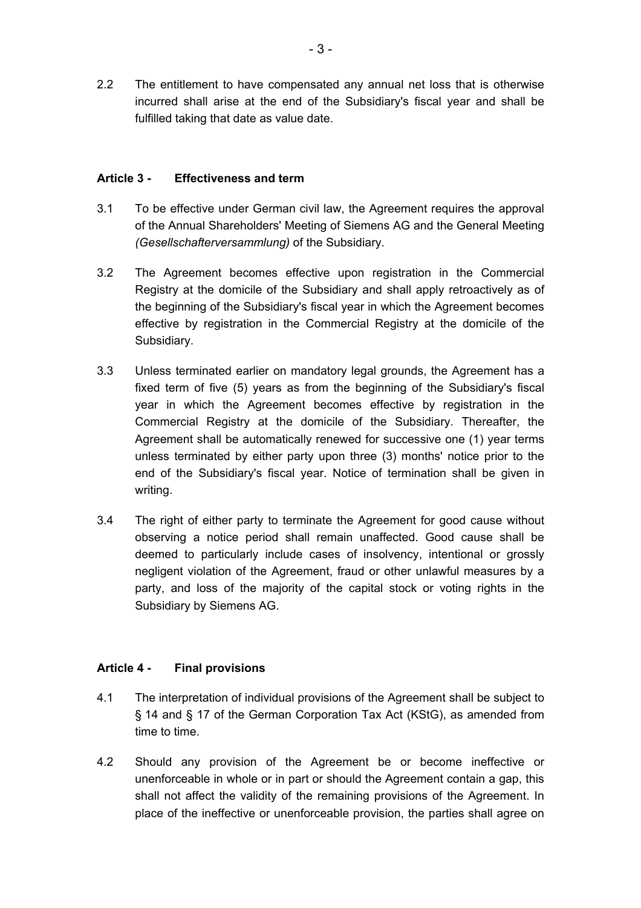2.2 The entitlement to have compensated any annual net loss that is otherwise incurred shall arise at the end of the Subsidiary's fiscal year and shall be fulfilled taking that date as value date.

**Article 3 - Effectiveness and term**

3.1 To be effective under German civil law, the Agreement requires the approval of the Annual Shareholders' Meeting of Siemens AG and the General Meeting *(Gesellschafterversammlung)* of the Subsidiary.

3.2 The Agreement becomes effective upon registration in the Commercial Registry at the domicile of the Subsidiary and shall apply retroactively as of the beginning of the Subsidiary's fiscal year in which the Agreement becomes effective by registration in the Commercial Registry at the domicile of the Subsidiary.

3.3 Unless terminated earlier on mandatory legal grounds, the Agreement has a fixed term of five (5) years as from the beginning of the Subsidiary's fiscal year in which the Agreement becomes effective by registration in the Commercial Registry at the domicile of the Subsidiary. Thereafter, the Agreement shall be automatically renewed for successive one (1) year terms unless terminated by either party upon three (3) months' notice prior to the end of the Subsidiary's fiscal year. Notice of termination shall be given in writing.

3.4 The right of either party to terminate the Agreement for good cause without observing a notice period shall remain unaffected. Good cause shall be deemed to particularly include cases of insolvency, intentional or grossly negligent violation of the Agreement, fraud or other unlawful measures by a party, and loss of the majority of the capital stock or voting rights in the Subsidiary by Siemens AG.

**Article 4 - Final provisions**

4.1 The interpretation of individual provisions of the Agreement shall be subject to § 14 and § 17 of the German Corporation Tax Act (KStG), as amended from time to time.

4.2 Should any provision of the Agreement be or become ineffective or unenforceable in whole or in part or should the Agreement contain a gap, this shall not affect the validity of the remaining provisions of the Agreement. In place of the ineffective or unenforceable provision, the parties shall agree on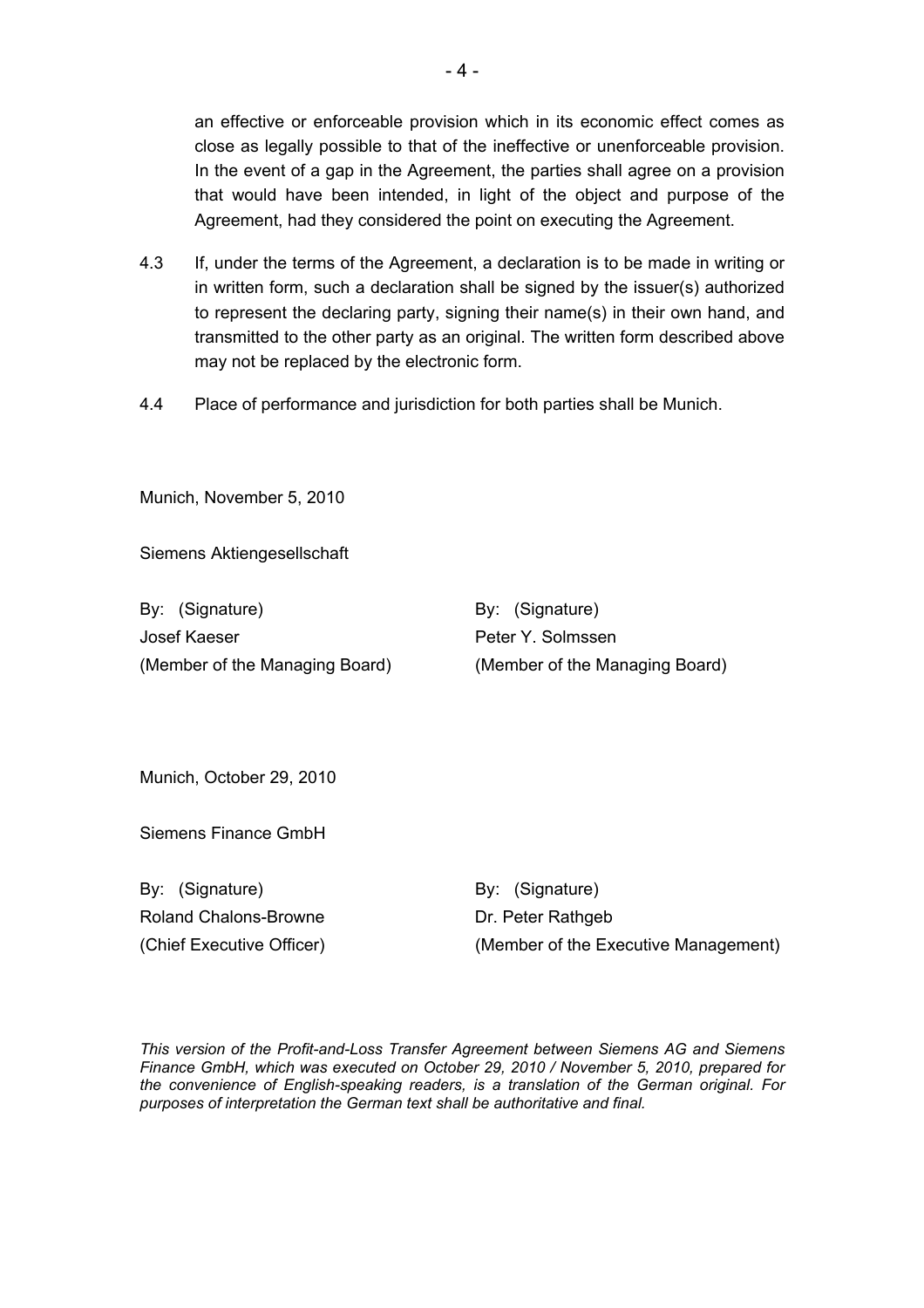an effective or enforceable provision which in its economic effect comes as close as legally possible to that of the ineffective or unenforceable provision. In the event of a gap in the Agreement, the parties shall agree on a provision that would have been intended, in light of the object and purpose of the Agreement, had they considered the point on executing the Agreement.

4.3 If, under the terms of the Agreement, a declaration is to be made in writing or in written form, such a declaration shall be signed by the issuer(s) authorized to represent the declaring party, signing their name(s) in their own hand, and transmitted to the other party as an original. The written form described above may not be replaced by the electronic form.

4.4 Place of performance and jurisdiction for both parties shall be Munich.

Munich, November 5, 2010

Siemens Aktiengesellschaft

By: (Signature)
Josef Kaeser
(Member of the Managing Board)

By: (Signature)
Peter Y. Solmssen
(Member of the Managing Board)

Munich, October 29, 2010

Siemens Finance GmbH

By: (Signature)
Roland Chalons-Browne
(Chief Executive Officer)

By: (Signature)
Dr. Peter Rathgeb
(Member of the Executive Management)

*This version of the Profit-and-Loss Transfer Agreement between Siemens AG and Siemens Finance GmbH, which was executed on October 29, 2010 / November 5, 2010, prepared for the convenience of English-speaking readers, is a translation of the German original. For purposes of interpretation the German text shall be authoritative and final.*